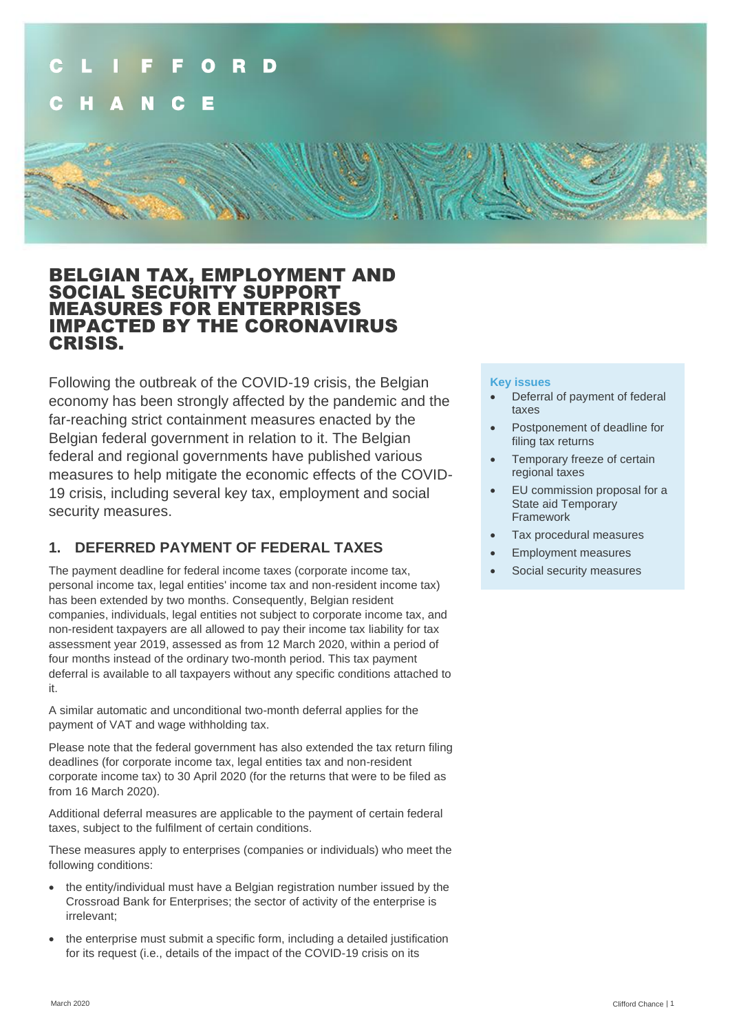# BELGIAN TAX, EMPLOYMENT AND SOCIAL SECURITY SUPPORT MEASURES FOR ENTERPRISES IMPACTED BY THE CORONAVIRUS CRISIS.

Following the outbreak of the COVID-19 crisis, the Belgian economy has been strongly affected by the pandemic and the far-reaching strict containment measures enacted by the Belgian federal government in relation to it. The Belgian federal and regional governments have published various measures to help mitigate the economic effects of the COVID-19 crisis, including several key tax, employment and social security measures.

**Key issues**

- Deferral of payment of federal taxes
- Postponement of deadline for filing tax returns
- Temporary freeze of certain regional taxes
- EU commission proposal for a State aid Temporary Framework
- Tax procedural measures
- Employment measures
- Social security measures

## 1. DEFERRED PAYMENT OF FEDERAL TAXES

The payment deadline for federal income taxes (corporate income tax, personal income tax, legal entities' income tax and non-resident income tax) has been extended by two months. Consequently, Belgian resident companies, individuals, legal entities not subject to corporate income tax, and non-resident taxpayers are all allowed to pay their income tax liability for tax assessment year 2019, assessed as from 12 March 2020, within a period of four months instead of the ordinary two-month period. This tax payment deferral is available to all taxpayers without any specific conditions attached to it.

A similar automatic and unconditional two-month deferral applies for the payment of VAT and wage withholding tax.

Please note that the federal government has also extended the tax return filing deadlines (for corporate income tax, legal entities tax and non-resident corporate income tax) to 30 April 2020 (for the returns that were to be filed as from 16 March 2020).

Additional deferral measures are applicable to the payment of certain federal taxes, subject to the fulfilment of certain conditions.

These measures apply to enterprises (companies or individuals) who meet the following conditions:

- the entity/individual must have a Belgian registration number issued by the Crossroad Bank for Enterprises; the sector of activity of the enterprise is irrelevant;
- the enterprise must submit a specific form, including a detailed justification for its request (i.e., details of the impact of the COVID-19 crisis on its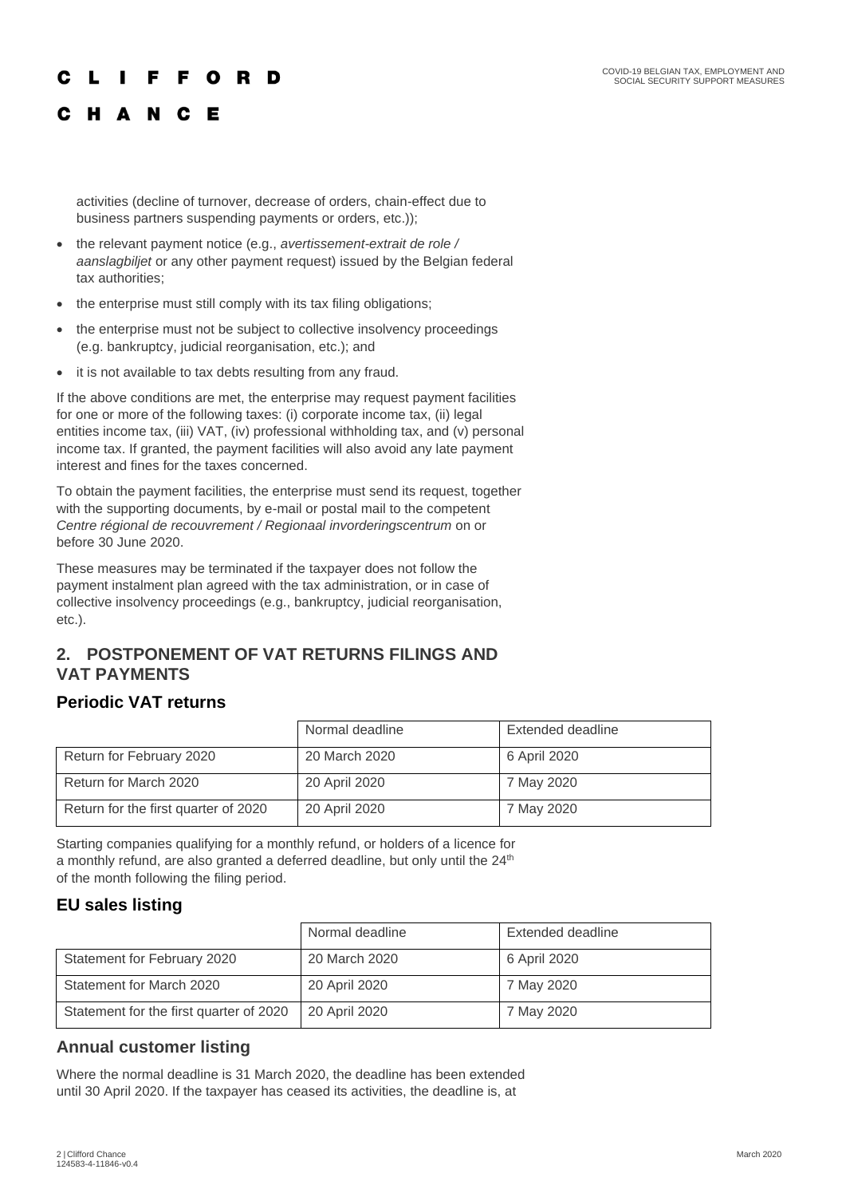activities (decline of turnover, decrease of orders, chain-effect due to business partners suspending payments or orders, etc.));

- the relevant payment notice (e.g., *avertissement-extrait de role / aanslagbiljet* or any other payment request) issued by the Belgian federal tax authorities;
- the enterprise must still comply with its tax filing obligations;
- the enterprise must not be subject to collective insolvency proceedings (e.g. bankruptcy, judicial reorganisation, etc.); and
- it is not available to tax debts resulting from any fraud.

If the above conditions are met, the enterprise may request payment facilities for one or more of the following taxes: (i) corporate income tax, (ii) legal entities income tax, (iii) VAT, (iv) professional withholding tax, and (v) personal income tax. If granted, the payment facilities will also avoid any late payment interest and fines for the taxes concerned.

To obtain the payment facilities, the enterprise must send its request, together with the supporting documents, by e-mail or postal mail to the competent *Centre régional de recouvrement / Regionaal invorderingscentrum* on or before 30 June 2020.

These measures may be terminated if the taxpayer does not follow the payment instalment plan agreed with the tax administration, or in case of collective insolvency proceedings (e.g., bankruptcy, judicial reorganisation, etc.).

## 2. POSTPONEMENT OF VAT RETURNS FILINGS AND VAT PAYMENTS

### Periodic VAT returns

| | Normal deadline | Extended deadline |
|---|---|---|
| Return for February 2020 | 20 March 2020 | 6 April 2020 |
| Return for March 2020 | 20 April 2020 | 7 May 2020 |
| Return for the first quarter of 2020 | 20 April 2020 | 7 May 2020 |

Starting companies qualifying for a monthly refund, or holders of a licence for a monthly refund, are also granted a deferred deadline, but only until the 24th of the month following the filing period.

### EU sales listing

| | Normal deadline | Extended deadline |
|---|---|---|
| Statement for February 2020 | 20 March 2020 | 6 April 2020 |
| Statement for March 2020 | 20 April 2020 | 7 May 2020 |
| Statement for the first quarter of 2020 | 20 April 2020 | 7 May 2020 |

### Annual customer listing

Where the normal deadline is 31 March 2020, the deadline has been extended until 30 April 2020. If the taxpayer has ceased its activities, the deadline is, at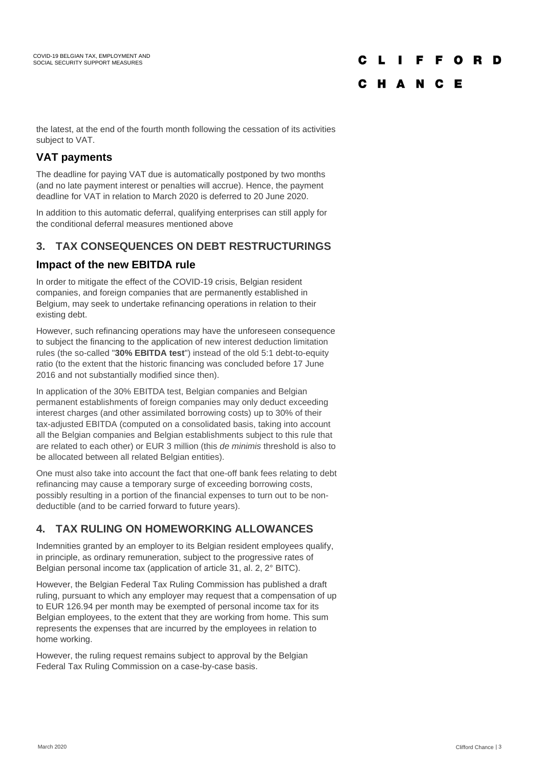the latest, at the end of the fourth month following the cessation of its activities subject to VAT.

### VAT payments

The deadline for paying VAT due is automatically postponed by two months (and no late payment interest or penalties will accrue). Hence, the payment deadline for VAT in relation to March 2020 is deferred to 20 June 2020.

In addition to this automatic deferral, qualifying enterprises can still apply for the conditional deferral measures mentioned above

## 3. TAX CONSEQUENCES ON DEBT RESTRUCTURINGS

### Impact of the new EBITDA rule

In order to mitigate the effect of the COVID-19 crisis, Belgian resident companies, and foreign companies that are permanently established in Belgium, may seek to undertake refinancing operations in relation to their existing debt.

However, such refinancing operations may have the unforeseen consequence to subject the financing to the application of new interest deduction limitation rules (the so-called "**30% EBITDA test**") instead of the old 5:1 debt-to-equity ratio (to the extent that the historic financing was concluded before 17 June 2016 and not substantially modified since then).

In application of the 30% EBITDA test, Belgian companies and Belgian permanent establishments of foreign companies may only deduct exceeding interest charges (and other assimilated borrowing costs) up to 30% of their tax-adjusted EBITDA (computed on a consolidated basis, taking into account all the Belgian companies and Belgian establishments subject to this rule that are related to each other) or EUR 3 million (this *de minimis* threshold is also to be allocated between all related Belgian entities).

One must also take into account the fact that one-off bank fees relating to debt refinancing may cause a temporary surge of exceeding borrowing costs, possibly resulting in a portion of the financial expenses to turn out to be non-deductible (and to be carried forward to future years).

## 4. TAX RULING ON HOMEWORKING ALLOWANCES

Indemnities granted by an employer to its Belgian resident employees qualify, in principle, as ordinary remuneration, subject to the progressive rates of Belgian personal income tax (application of article 31, al. 2, 2° BITC).

However, the Belgian Federal Tax Ruling Commission has published a draft ruling, pursuant to which any employer may request that a compensation of up to EUR 126.94 per month may be exempted of personal income tax for its Belgian employees, to the extent that they are working from home. This sum represents the expenses that are incurred by the employees in relation to home working.

However, the ruling request remains subject to approval by the Belgian Federal Tax Ruling Commission on a case-by-case basis.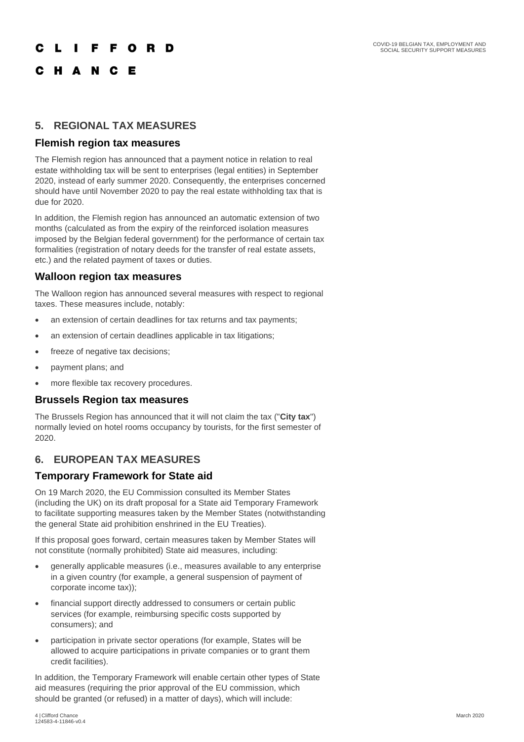## 5. REGIONAL TAX MEASURES

### Flemish region tax measures

The Flemish region has announced that a payment notice in relation to real estate withholding tax will be sent to enterprises (legal entities) in September 2020, instead of early summer 2020. Consequently, the enterprises concerned should have until November 2020 to pay the real estate withholding tax that is due for 2020.

In addition, the Flemish region has announced an automatic extension of two months (calculated as from the expiry of the reinforced isolation measures imposed by the Belgian federal government) for the performance of certain tax formalities (registration of notary deeds for the transfer of real estate assets, etc.) and the related payment of taxes or duties.

### Walloon region tax measures

The Walloon region has announced several measures with respect to regional taxes. These measures include, notably:

- an extension of certain deadlines for tax returns and tax payments;
- an extension of certain deadlines applicable in tax litigations;
- freeze of negative tax decisions;
- payment plans; and
- more flexible tax recovery procedures.

### Brussels Region tax measures

The Brussels Region has announced that it will not claim the tax ("**City tax**") normally levied on hotel rooms occupancy by tourists, for the first semester of 2020.

## 6. EUROPEAN TAX MEASURES

### Temporary Framework for State aid

On 19 March 2020, the EU Commission consulted its Member States (including the UK) on its draft proposal for a State aid Temporary Framework to facilitate supporting measures taken by the Member States (notwithstanding the general State aid prohibition enshrined in the EU Treaties).

If this proposal goes forward, certain measures taken by Member States will not constitute (normally prohibited) State aid measures, including:

- generally applicable measures (i.e., measures available to any enterprise in a given country (for example, a general suspension of payment of corporate income tax));
- financial support directly addressed to consumers or certain public services (for example, reimbursing specific costs supported by consumers); and
- participation in private sector operations (for example, States will be allowed to acquire participations in private companies or to grant them credit facilities).

In addition, the Temporary Framework will enable certain other types of State aid measures (requiring the prior approval of the EU commission, which should be granted (or refused) in a matter of days), which will include: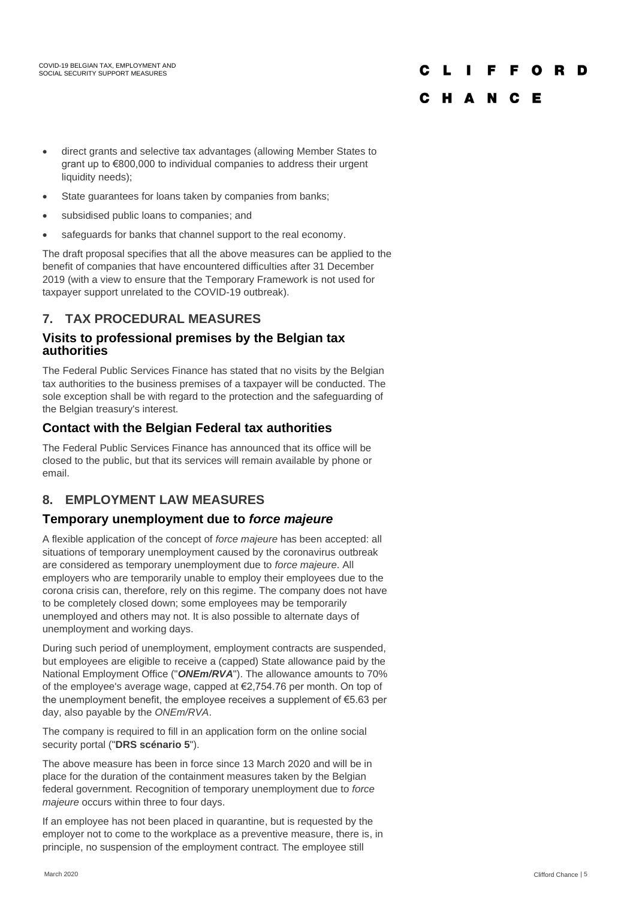- direct grants and selective tax advantages (allowing Member States to grant up to €800,000 to individual companies to address their urgent liquidity needs);
- State guarantees for loans taken by companies from banks;
- subsidised public loans to companies; and
- safeguards for banks that channel support to the real economy.

The draft proposal specifies that all the above measures can be applied to the benefit of companies that have encountered difficulties after 31 December 2019 (with a view to ensure that the Temporary Framework is not used for taxpayer support unrelated to the COVID-19 outbreak).

## 7. TAX PROCEDURAL MEASURES

### Visits to professional premises by the Belgian tax authorities

The Federal Public Services Finance has stated that no visits by the Belgian tax authorities to the business premises of a taxpayer will be conducted. The sole exception shall be with regard to the protection and the safeguarding of the Belgian treasury's interest.

### Contact with the Belgian Federal tax authorities

The Federal Public Services Finance has announced that its office will be closed to the public, but that its services will remain available by phone or email.

## 8. EMPLOYMENT LAW MEASURES

### Temporary unemployment due to *force majeure*

A flexible application of the concept of *force majeure* has been accepted: all situations of temporary unemployment caused by the coronavirus outbreak are considered as temporary unemployment due to *force majeure*. All employers who are temporarily unable to employ their employees due to the corona crisis can, therefore, rely on this regime. The company does not have to be completely closed down; some employees may be temporarily unemployed and others may not. It is also possible to alternate days of unemployment and working days.

During such period of unemployment, employment contracts are suspended, but employees are eligible to receive a (capped) State allowance paid by the National Employment Office ("***ONEm/RVA***"). The allowance amounts to 70% of the employee's average wage, capped at €2,754.76 per month. On top of the unemployment benefit, the employee receives a supplement of €5.63 per day, also payable by the *ONEm/RVA*.

The company is required to fill in an application form on the online social security portal ("**DRS scénario 5**").

The above measure has been in force since 13 March 2020 and will be in place for the duration of the containment measures taken by the Belgian federal government. Recognition of temporary unemployment due to *force majeure* occurs within three to four days.

If an employee has not been placed in quarantine, but is requested by the employer not to come to the workplace as a preventive measure, there is, in principle, no suspension of the employment contract. The employee still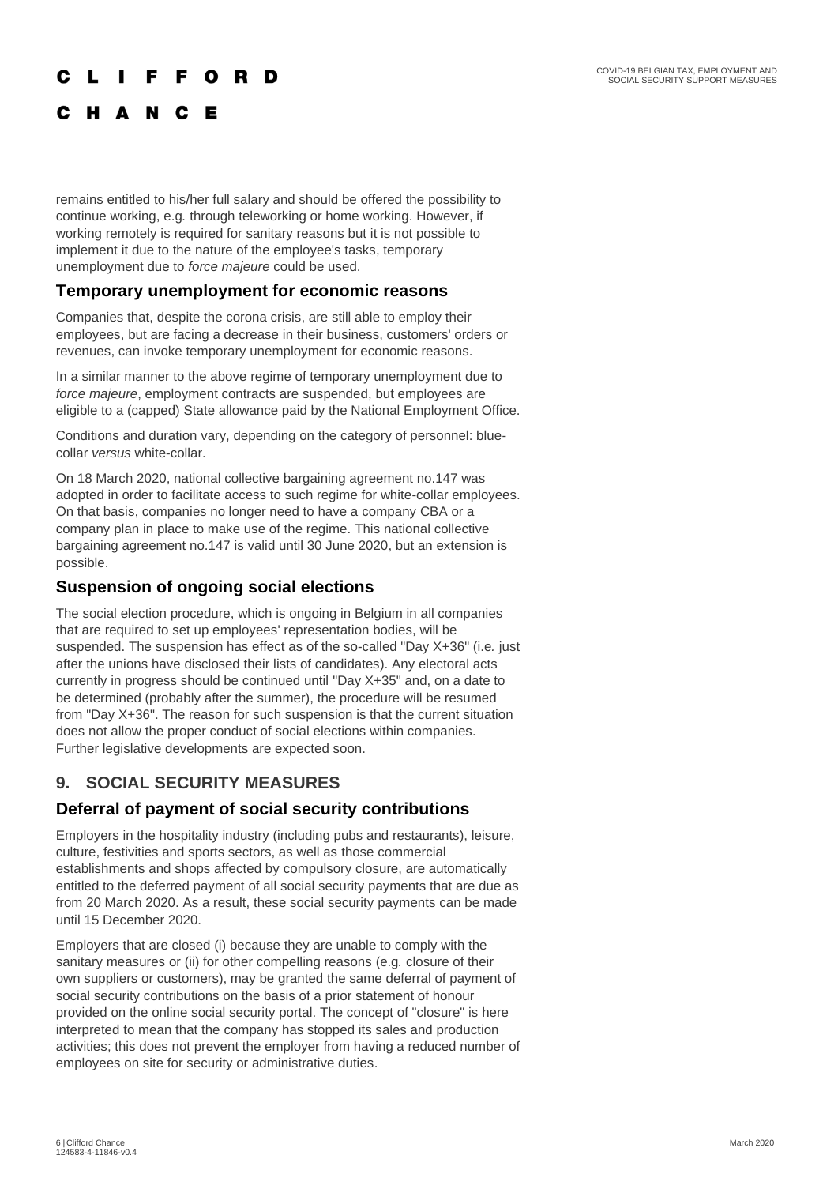remains entitled to his/her full salary and should be offered the possibility to continue working, e.g. through teleworking or home working. However, if working remotely is required for sanitary reasons but it is not possible to implement it due to the nature of the employee's tasks, temporary unemployment due to *force majeure* could be used.

### Temporary unemployment for economic reasons

Companies that, despite the corona crisis, are still able to employ their employees, but are facing a decrease in their business, customers' orders or revenues, can invoke temporary unemployment for economic reasons.

In a similar manner to the above regime of temporary unemployment due to *force majeure*, employment contracts are suspended, but employees are eligible to a (capped) State allowance paid by the National Employment Office.

Conditions and duration vary, depending on the category of personnel: blue-collar *versus* white-collar.

On 18 March 2020, national collective bargaining agreement no.147 was adopted in order to facilitate access to such regime for white-collar employees. On that basis, companies no longer need to have a company CBA or a company plan in place to make use of the regime. This national collective bargaining agreement no.147 is valid until 30 June 2020, but an extension is possible.

### Suspension of ongoing social elections

The social election procedure, which is ongoing in Belgium in all companies that are required to set up employees' representation bodies, will be suspended. The suspension has effect as of the so-called "Day X+36" (i.e. just after the unions have disclosed their lists of candidates). Any electoral acts currently in progress should be continued until "Day X+35" and, on a date to be determined (probably after the summer), the procedure will be resumed from "Day X+36". The reason for such suspension is that the current situation does not allow the proper conduct of social elections within companies. Further legislative developments are expected soon.

## 9. SOCIAL SECURITY MEASURES

### Deferral of payment of social security contributions

Employers in the hospitality industry (including pubs and restaurants), leisure, culture, festivities and sports sectors, as well as those commercial establishments and shops affected by compulsory closure, are automatically entitled to the deferred payment of all social security payments that are due as from 20 March 2020. As a result, these social security payments can be made until 15 December 2020.

Employers that are closed (i) because they are unable to comply with the sanitary measures or (ii) for other compelling reasons (e.g. closure of their own suppliers or customers), may be granted the same deferral of payment of social security contributions on the basis of a prior statement of honour provided on the online social security portal. The concept of "closure" is here interpreted to mean that the company has stopped its sales and production activities; this does not prevent the employer from having a reduced number of employees on site for security or administrative duties.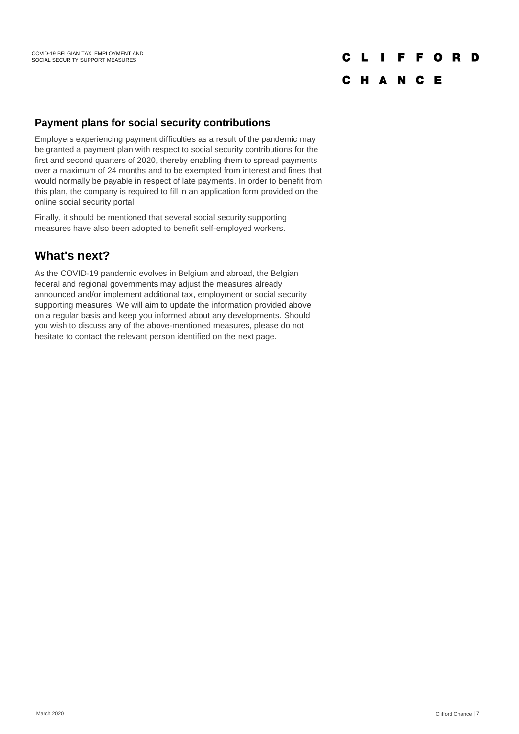### Payment plans for social security contributions

Employers experiencing payment difficulties as a result of the pandemic may be granted a payment plan with respect to social security contributions for the first and second quarters of 2020, thereby enabling them to spread payments over a maximum of 24 months and to be exempted from interest and fines that would normally be payable in respect of late payments. In order to benefit from this plan, the company is required to fill in an application form provided on the online social security portal.

Finally, it should be mentioned that several social security supporting measures have also been adopted to benefit self-employed workers.

## What's next?

As the COVID-19 pandemic evolves in Belgium and abroad, the Belgian federal and regional governments may adjust the measures already announced and/or implement additional tax, employment or social security supporting measures. We will aim to update the information provided above on a regular basis and keep you informed about any developments. Should you wish to discuss any of the above-mentioned measures, please do not hesitate to contact the relevant person identified on the next page.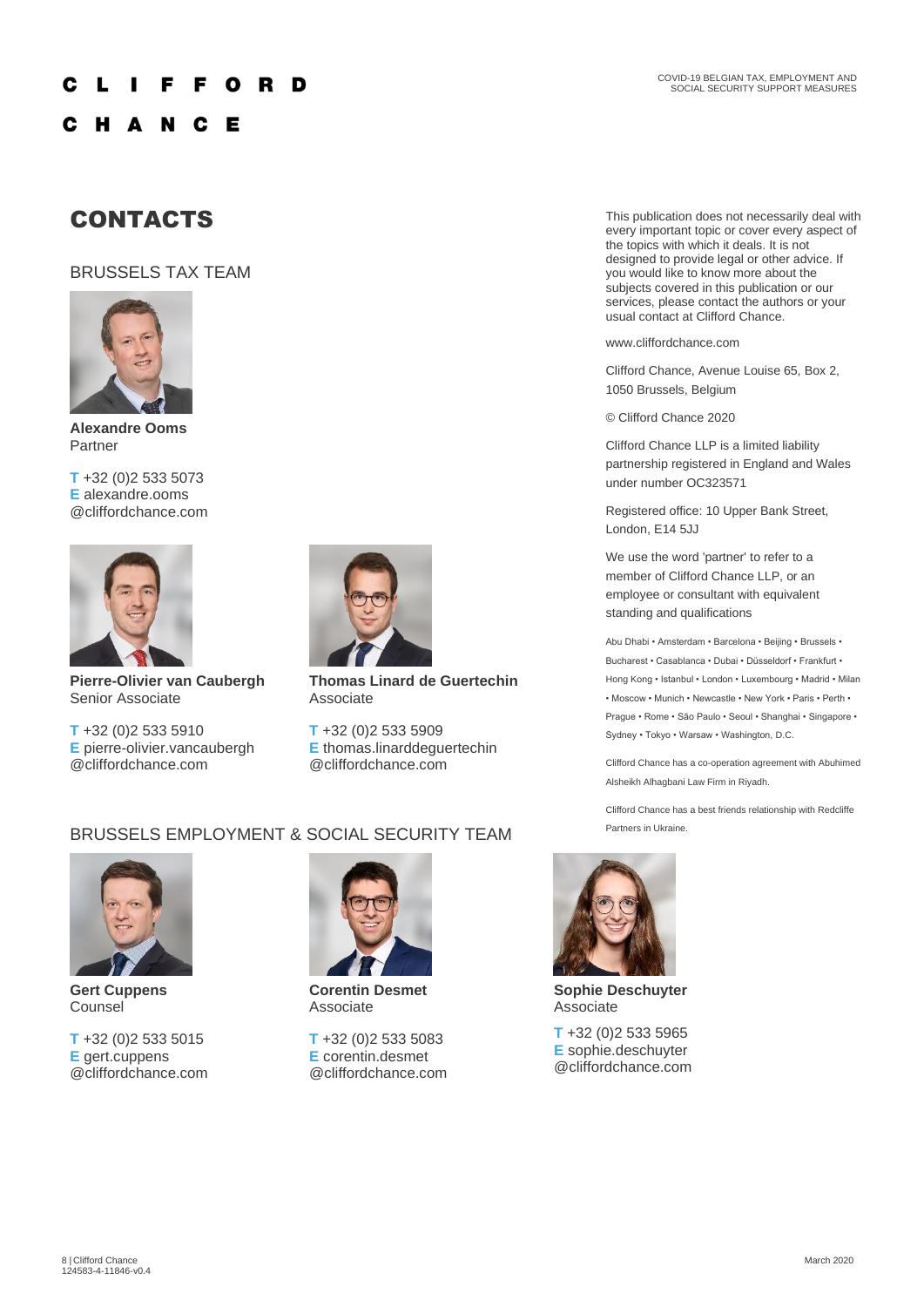# CONTACTS

## BRUSSELS TAX TEAM

**Alexandre Ooms**
Partner

**T** +32 (0)2 533 5073
**E** alexandre.ooms@cliffordchance.com

**Pierre-Olivier van Caubergh**
Senior Associate

**T** +32 (0)2 533 5910
**E** pierre-olivier.vancaubergh@cliffordchance.com

**Thomas Linard de Guertechin**
Associate

**T** +32 (0)2 533 5909
**E** thomas.linarddeguertechin@cliffordchance.com

## BRUSSELS EMPLOYMENT & SOCIAL SECURITY TEAM

**Gert Cuppens**
Counsel

**T** +32 (0)2 533 5015
**E** gert.cuppens@cliffordchance.com

**Corentin Desmet**
Associate

**T** +32 (0)2 533 5083
**E** corentin.desmet@cliffordchance.com

**Sophie Deschuyter**
Associate

**T** +32 (0)2 533 5965
**E** sophie.deschuyter@cliffordchance.com

This publication does not necessarily deal with every important topic or cover every aspect of the topics with which it deals. It is not designed to provide legal or other advice. If you would like to know more about the subjects covered in this publication or our services, please contact the authors or your usual contact at Clifford Chance.

www.cliffordchance.com

Clifford Chance, Avenue Louise 65, Box 2, 1050 Brussels, Belgium

© Clifford Chance 2020

Clifford Chance LLP is a limited liability partnership registered in England and Wales under number OC323571

Registered office: 10 Upper Bank Street, London, E14 5JJ

We use the word 'partner' to refer to a member of Clifford Chance LLP, or an employee or consultant with equivalent standing and qualifications

Abu Dhabi • Amsterdam • Barcelona • Beijing • Brussels • Bucharest • Casablanca • Dubai • Düsseldorf • Frankfurt • Hong Kong • Istanbul • London • Luxembourg • Madrid • Milan • Moscow • Munich • Newcastle • New York • Paris • Perth • Prague • Rome • São Paulo • Seoul • Shanghai • Singapore • Sydney • Tokyo • Warsaw • Washington, D.C.

Clifford Chance has a co-operation agreement with Abuhimed Alsheikh Alhagbani Law Firm in Riyadh.

Clifford Chance has a best friends relationship with Redcliffe Partners in Ukraine.

124583-4-11846-v0.4

March 2020